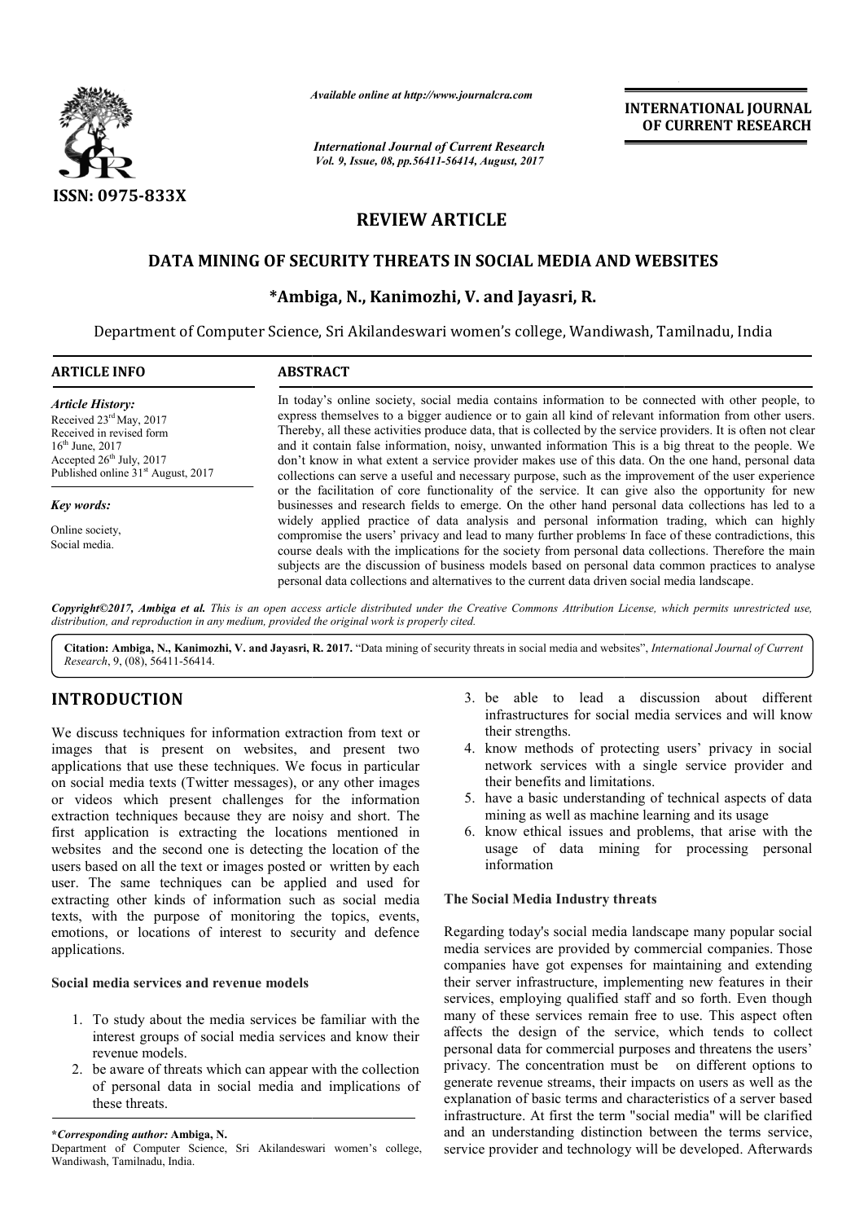*Available online at http://www.journalcra.com*

*International Journal of Current Research*
*Vol. 9, Issue, 08, pp.56411-56414, August, 2017*

**INTERNATIONAL JOURNAL OF CURRENT RESEARCH**

**ISSN: 0975-833X**

# REVIEW ARTICLE

# DATA MINING OF SECURITY THREATS IN SOCIAL MEDIA AND WEBSITES

### *Ambiga, N., Kanimozhi, V. and Jayasri, R.

Department of Computer Science, Sri Akilandeswari women's college, Wandiwash, Tamilnadu, India

**ARTICLE INFO**

*Article History:*
Received 23rd May, 2017
Received in revised form
16th June, 2017
Accepted 26th July, 2017
Published online 31st August, 2017

*Key words:*
Online society,
Social media.

**ABSTRACT**

In today's online society, social media contains information to be connected with other people, to express themselves to a bigger audience or to gain all kind of relevant information from other users. Thereby, all these activities produce data, that is collected by the service providers. It is often not clear and it contain false information, noisy, unwanted information This is a big threat to the people. We don't know in what extent a service provider makes use of this data. On the one hand, personal data collections can serve a useful and necessary purpose, such as the improvement of the user experience or the facilitation of core functionality of the service. It can give also the opportunity for new businesses and research fields to emerge. On the other hand personal data collections has led to a widely applied practice of data analysis and personal information trading, which can highly compromise the users' privacy and lead to many further problems. In face of these contradictions, this course deals with the implications for the society from personal data collections. Therefore the main subjects are the discussion of business models based on personal data common practices to analyse personal data collections and alternatives to the current data driven social media landscape.

***Copyright©2017, Ambiga et al.*** *This is an open access article distributed under the Creative Commons Attribution License, which permits unrestricted use, distribution, and reproduction in any medium, provided the original work is properly cited.*

**Citation: Ambiga, N., Kanimozhi, V. and Jayasri, R. 2017.** "Data mining of security threats in social media and websites", *International Journal of Current Research*, 9, (08), 56411-56414.

## INTRODUCTION

We discuss techniques for information extraction from text or images that is present on websites, and present two applications that use these techniques. We focus in particular on social media texts (Twitter messages), or any other images or videos which present challenges for the information extraction techniques because they are noisy and short. The first application is extracting the locations mentioned in websites and the second one is detecting the location of the users based on all the text or images posted or written by each user. The same techniques can be applied and used for extracting other kinds of information such as social media texts, with the purpose of monitoring the topics, events, emotions, or locations of interest to security and defence applications.

### Social media services and revenue models

1. To study about the media services be familiar with the interest groups of social media services and know their revenue models.
2. be aware of threats which can appear with the collection of personal data in social media and implications of these threats.
3. be able to lead a discussion about different infrastructures for social media services and will know their strengths.
4. know methods of protecting users' privacy in social network services with a single service provider and their benefits and limitations.
5. have a basic understanding of technical aspects of data mining as well as machine learning and its usage
6. know ethical issues and problems, that arise with the usage of data mining for processing personal information

### The Social Media Industry threats

Regarding today's social media landscape many popular social media services are provided by commercial companies. Those companies have got expenses for maintaining and extending their server infrastructure, implementing new features in their services, employing qualified staff and so forth. Even though many of these services remain free to use. This aspect often affects the design of the service, which tends to collect personal data for commercial purposes and threatens the users' privacy. The concentration must be on different options to generate revenue streams, their impacts on users as well as the explanation of basic terms and characteristics of a server based infrastructure. At first the term "social media" will be clarified and an understanding distinction between the terms service, service provider and technology will be developed. Afterwards

***Corresponding author:** Ambiga, N.
Department of Computer Science, Sri Akilandeswari women's college, Wandiwash, Tamilnadu, India.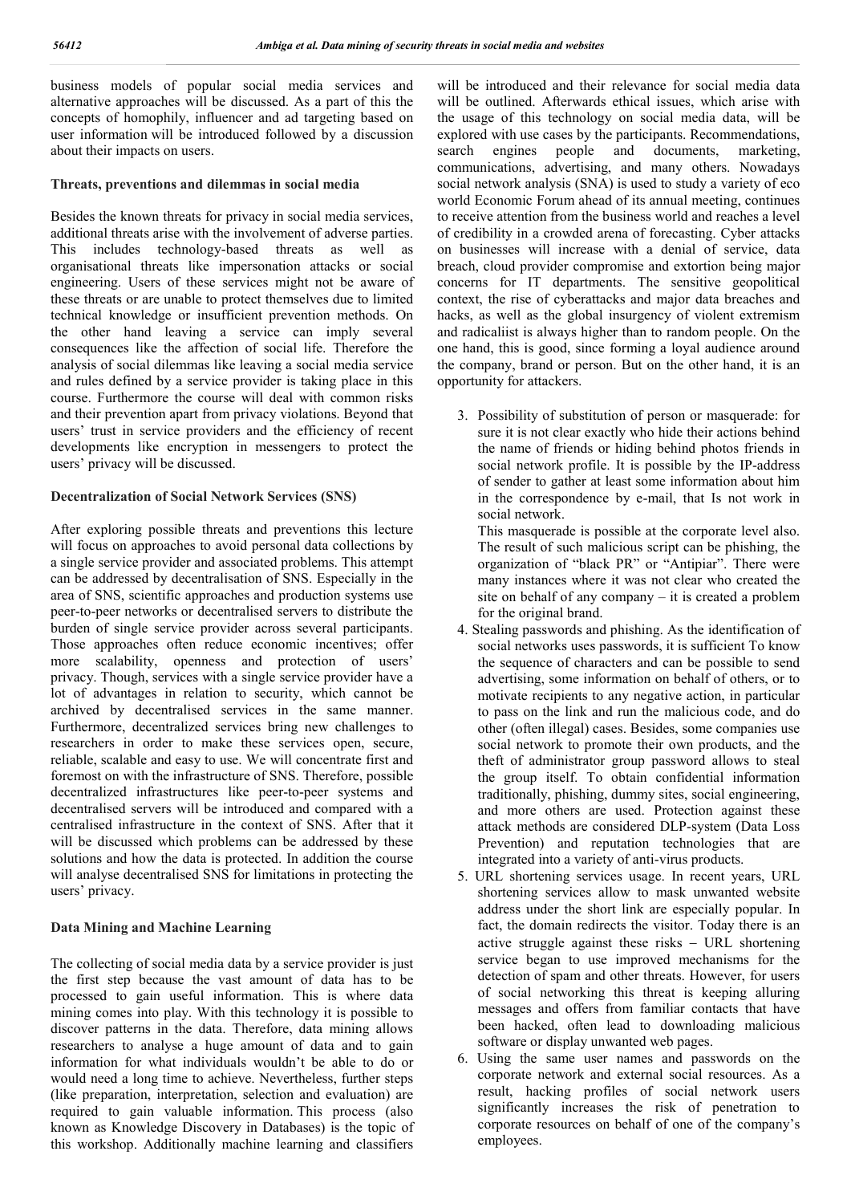business models of popular social media services and alternative approaches will be discussed. As a part of this the concepts of homophily, influencer and ad targeting based on user information will be introduced followed by a discussion about their impacts on users.

**Threats, preventions and dilemmas in social media**

Besides the known threats for privacy in social media services, additional threats arise with the involvement of adverse parties. This includes technology-based threats as well as organisational threats like impersonation attacks or social engineering. Users of these services might not be aware of these threats or are unable to protect themselves due to limited technical knowledge or insufficient prevention methods. On the other hand leaving a service can imply several consequences like the affection of social life. Therefore the analysis of social dilemmas like leaving a social media service and rules defined by a service provider is taking place in this course. Furthermore the course will deal with common risks and their prevention apart from privacy violations. Beyond that users' trust in service providers and the efficiency of recent developments like encryption in messengers to protect the users' privacy will be discussed.

**Decentralization of Social Network Services (SNS)**

After exploring possible threats and preventions this lecture will focus on approaches to avoid personal data collections by a single service provider and associated problems. This attempt can be addressed by decentralisation of SNS. Especially in the area of SNS, scientific approaches and production systems use peer-to-peer networks or decentralised servers to distribute the burden of single service provider across several participants. Those approaches often reduce economic incentives; offer more scalability, openness and protection of users' privacy. Though, services with a single service provider have a lot of advantages in relation to security, which cannot be archived by decentralised services in the same manner. Furthermore, decentralized services bring new challenges to researchers in order to make these services open, secure, reliable, scalable and easy to use. We will concentrate first and foremost on with the infrastructure of SNS. Therefore, possible decentralized infrastructures like peer-to-peer systems and decentralised servers will be introduced and compared with a centralised infrastructure in the context of SNS. After that it will be discussed which problems can be addressed by these solutions and how the data is protected. In addition the course will analyse decentralised SNS for limitations in protecting the users' privacy.

**Data Mining and Machine Learning**

The collecting of social media data by a service provider is just the first step because the vast amount of data has to be processed to gain useful information. This is where data mining comes into play. With this technology it is possible to discover patterns in the data. Therefore, data mining allows researchers to analyse a huge amount of data and to gain information for what individuals wouldn't be able to do or would need a long time to achieve. Nevertheless, further steps (like preparation, interpretation, selection and evaluation) are required to gain valuable information. This process (also known as Knowledge Discovery in Databases) is the topic of this workshop. Additionally machine learning and classifiers will be introduced and their relevance for social media data will be outlined. Afterwards ethical issues, which arise with the usage of this technology on social media data, will be explored with use cases by the participants. Recommendations, search engines people and documents, marketing, communications, advertising, and many others. Nowadays social network analysis (SNA) is used to study a variety of eco world Economic Forum ahead of its annual meeting, continues to receive attention from the business world and reaches a level of credibility in a crowded arena of forecasting. Cyber attacks on businesses will increase with a denial of service, data breach, cloud provider compromise and extortion being major concerns for IT departments. The sensitive geopolitical context, the rise of cyberattacks and major data breaches and hacks, as well as the global insurgency of violent extremism and radicaliist is always higher than to random people. On the one hand, this is good, since forming a loyal audience around the company, brand or person. But on the other hand, it is an opportunity for attackers.

3. Possibility of substitution of person or masquerade: for sure it is not clear exactly who hide their actions behind the name of friends or hiding behind photos friends in social network profile. It is possible by the IP-address of sender to gather at least some information about him in the correspondence by e-mail, that Is not work in social network.
   This masquerade is possible at the corporate level also. The result of such malicious script can be phishing, the organization of "black PR" or "Antipiar". There were many instances where it was not clear who created the site on behalf of any company – it is created a problem for the original brand.
4. Stealing passwords and phishing. As the identification of social networks uses passwords, it is sufficient To know the sequence of characters and can be possible to send advertising, some information on behalf of others, or to motivate recipients to any negative action, in particular to pass on the link and run the malicious code, and do other (often illegal) cases. Besides, some companies use social network to promote their own products, and the theft of administrator group password allows to steal the group itself. To obtain confidential information traditionally, phishing, dummy sites, social engineering, and more others are used. Protection against these attack methods are considered DLP-system (Data Loss Prevention) and reputation technologies that are integrated into a variety of anti-virus products.
5. URL shortening services usage. In recent years, URL shortening services allow to mask unwanted website address under the short link are especially popular. In fact, the domain redirects the visitor. Today there is an active struggle against these risks – URL shortening service began to use improved mechanisms for the detection of spam and other threats. However, for users of social networking this threat is keeping alluring messages and offers from familiar contacts that have been hacked, often lead to downloading malicious software or display unwanted web pages.
6. Using the same user names and passwords on the corporate network and external social resources. As a result, hacking profiles of social network users significantly increases the risk of penetration to corporate resources on behalf of one of the company's employees.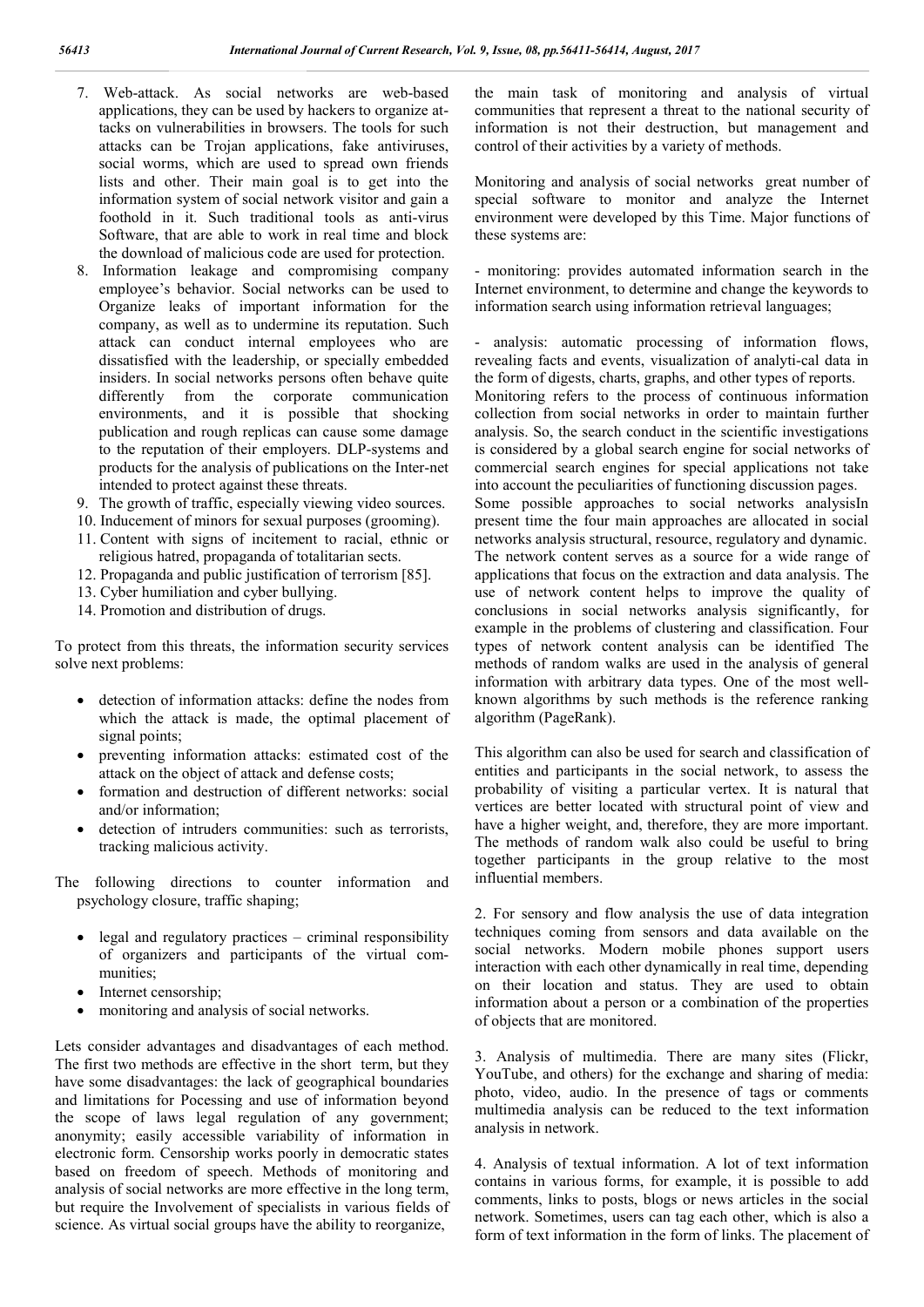7. Web-attack. As social networks are web-based applications, they can be used by hackers to organize attacks on vulnerabilities in browsers. The tools for such attacks can be Trojan applications, fake antiviruses, social worms, which are used to spread own friends lists and other. Their main goal is to get into the information system of social network visitor and gain a foothold in it. Such traditional tools as anti-virus Software, that are able to work in real time and block the download of malicious code are used for protection.
8. Information leakage and compromising company employee's behavior. Social networks can be used to Organize leaks of important information for the company, as well as to undermine its reputation. Such attack can conduct internal employees who are dissatisfied with the leadership, or specially embedded insiders. In social networks persons often behave quite differently from the corporate communication environments, and it is possible that shocking publication and rough replicas can cause some damage to the reputation of their employers. DLP-systems and products for the analysis of publications on the Inter-net intended to protect against these threats.
9. The growth of traffic, especially viewing video sources.
10. Inducement of minors for sexual purposes (grooming).
11. Content with signs of incitement to racial, ethnic or religious hatred, propaganda of totalitarian sects.
12. Propaganda and public justification of terrorism [85].
13. Cyber humiliation and cyber bullying.
14. Promotion and distribution of drugs.

To protect from this threats, the information security services solve next problems:

- detection of information attacks: define the nodes from which the attack is made, the optimal placement of signal points;
- preventing information attacks: estimated cost of the attack on the object of attack and defense costs;
- formation and destruction of different networks: social and/or information;
- detection of intruders communities: such as terrorists, tracking malicious activity.

The following directions to counter information and psychology closure, traffic shaping;

- legal and regulatory practices – criminal responsibility of organizers and participants of the virtual communities;
- Internet censorship;
- monitoring and analysis of social networks.

Lets consider advantages and disadvantages of each method. The first two methods are effective in the short term, but they have some disadvantages: the lack of geographical boundaries and limitations for Pocessing and use of information beyond the scope of laws legal regulation of any government; anonymity; easily accessible variability of information in electronic form. Censorship works poorly in democratic states based on freedom of speech. Methods of monitoring and analysis of social networks are more effective in the long term, but require the Involvement of specialists in various fields of science. As virtual social groups have the ability to reorganize, the main task of monitoring and analysis of virtual communities that represent a threat to the national security of information is not their destruction, but management and control of their activities by a variety of methods.

Monitoring and analysis of social networks great number of special software to monitor and analyze the Internet environment were developed by this Time. Major functions of these systems are:

- monitoring: provides automated information search in the Internet environment, to determine and change the keywords to information search using information retrieval languages;

- analysis: automatic processing of information flows, revealing facts and events, visualization of analyti-cal data in the form of digests, charts, graphs, and other types of reports.

Monitoring refers to the process of continuous information collection from social networks in order to maintain further analysis. So, the search conduct in the scientific investigations is considered by a global search engine for social networks of commercial search engines for special applications not take into account the peculiarities of functioning discussion pages.

Some possible approaches to social networks analysisIn present time the four main approaches are allocated in social networks analysis structural, resource, regulatory and dynamic. The network content serves as a source for a wide range of applications that focus on the extraction and data analysis. The use of network content helps to improve the quality of conclusions in social networks analysis significantly, for example in the problems of clustering and classification. Four types of network content analysis can be identified The methods of random walks are used in the analysis of general information with arbitrary data types. One of the most well-known algorithms by such methods is the reference ranking algorithm (PageRank).

This algorithm can also be used for search and classification of entities and participants in the social network, to assess the probability of visiting a particular vertex. It is natural that vertices are better located with structural point of view and have a higher weight, and, therefore, they are more important. The methods of random walk also could be useful to bring together participants in the group relative to the most influential members.

2. For sensory and flow analysis the use of data integration techniques coming from sensors and data available on the social networks. Modern mobile phones support users interaction with each other dynamically in real time, depending on their location and status. They are used to obtain information about a person or a combination of the properties of objects that are monitored.

3. Analysis of multimedia. There are many sites (Flickr, YouTube, and others) for the exchange and sharing of media: photo, video, audio. In the presence of tags or comments multimedia analysis can be reduced to the text information analysis in network.

4. Analysis of textual information. A lot of text information contains in various forms, for example, it is possible to add comments, links to posts, blogs or news articles in the social network. Sometimes, users can tag each other, which is also a form of text information in the form of links. The placement of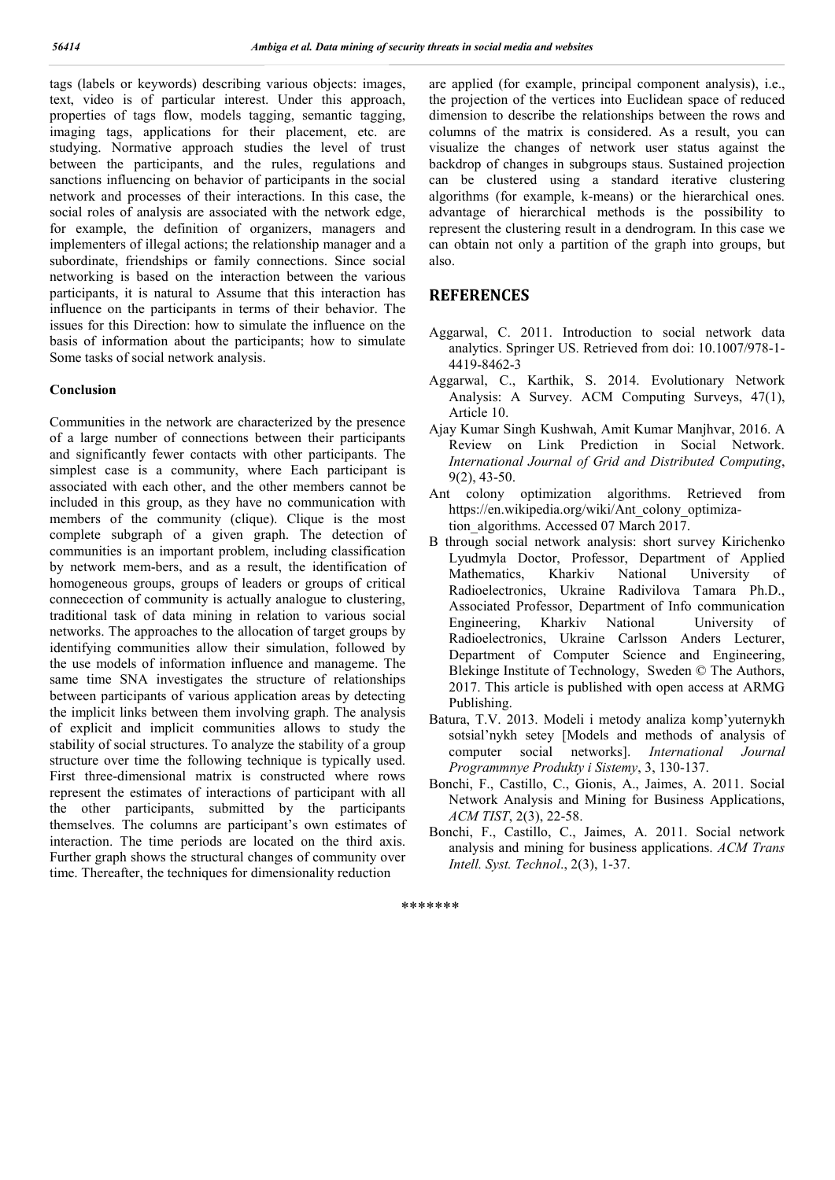tags (labels or keywords) describing various objects: images, text, video is of particular interest. Under this approach, properties of tags flow, models tagging, semantic tagging, imaging tags, applications for their placement, etc. are studying. Normative approach studies the level of trust between the participants, and the rules, regulations and sanctions influencing on behavior of participants in the social network and processes of their interactions. In this case, the social roles of analysis are associated with the network edge, for example, the definition of organizers, managers and implementers of illegal actions; the relationship manager and a subordinate, friendships or family connections. Since social networking is based on the interaction between the various participants, it is natural to Assume that this interaction has influence on the participants in terms of their behavior. The issues for this Direction: how to simulate the influence on the basis of information about the participants; how to simulate Some tasks of social network analysis.

### Conclusion

Communities in the network are characterized by the presence of a large number of connections between their participants and significantly fewer contacts with other participants. The simplest case is a community, where Each participant is associated with each other, and the other members cannot be included in this group, as they have no communication with members of the community (clique). Clique is the most complete subgraph of a given graph. The detection of communities is an important problem, including classification by network mem-bers, and as a result, the identification of homogeneous groups, groups of leaders or groups of critical connecection of community is actually analogue to clustering, traditional task of data mining in relation to various social networks. The approaches to the allocation of target groups by identifying communities allow their simulation, followed by the use models of information influence and manageme. The same time SNA investigates the structure of relationships between participants of various application areas by detecting the implicit links between them involving graph. The analysis of explicit and implicit communities allows to study the stability of social structures. To analyze the stability of a group structure over time the following technique is typically used. First three-dimensional matrix is constructed where rows represent the estimates of interactions of participant with all the other participants, submitted by the participants themselves. The columns are participant's own estimates of interaction. The time periods are located on the third axis. Further graph shows the structural changes of community over time. Thereafter, the techniques for dimensionality reduction are applied (for example, principal component analysis), i.e., the projection of the vertices into Euclidean space of reduced dimension to describe the relationships between the rows and columns of the matrix is considered. As a result, you can visualize the changes of network user status against the backdrop of changes in subgroups staus. Sustained projection can be clustered using a standard iterative clustering algorithms (for example, k-means) or the hierarchical ones. advantage of hierarchical methods is the possibility to represent the clustering result in a dendrogram. In this case we can obtain not only a partition of the graph into groups, but also.

## REFERENCES

Aggarwal, C. 2011. Introduction to social network data analytics. Springer US. Retrieved from doi: 10.1007/978-1-4419-8462-3

Aggarwal, C., Karthik, S. 2014. Evolutionary Network Analysis: A Survey. ACM Computing Surveys, 47(1), Article 10.

Ajay Kumar Singh Kushwah, Amit Kumar Manjhvar, 2016. A Review on Link Prediction in Social Network. *International Journal of Grid and Distributed Computing*, 9(2), 43-50.

Ant colony optimization algorithms. Retrieved from https://en.wikipedia.org/wiki/Ant_colony_optimization_algorithms. Accessed 07 March 2017.

B through social network analysis: short survey Kirichenko Lyudmyla Doctor, Professor, Department of Applied Mathematics, Kharkiv National University of Radioelectronics, Ukraine Radivilova Tamara Ph.D., Associated Professor, Department of Info communication Engineering, Kharkiv National University of Radioelectronics, Ukraine Carlsson Anders Lecturer, Department of Computer Science and Engineering, Blekinge Institute of Technology, Sweden © The Authors, 2017. This article is published with open access at ARMG Publishing.

Batura, T.V. 2013. Modeli i metody analiza komp'yuternykh sotsial'nykh setey [Models and methods of analysis of computer social networks]. *International Journal Programmnye Produkty i Sistemy*, 3, 130-137.

Bonchi, F., Castillo, C., Gionis, A., Jaimes, A. 2011. Social Network Analysis and Mining for Business Applications, *ACM TIST*, 2(3), 22-58.

Bonchi, F., Castillo, C., Jaimes, A. 2011. Social network analysis and mining for business applications. *ACM Trans Intell. Syst. Technol*., 2(3), 1-37.

*******